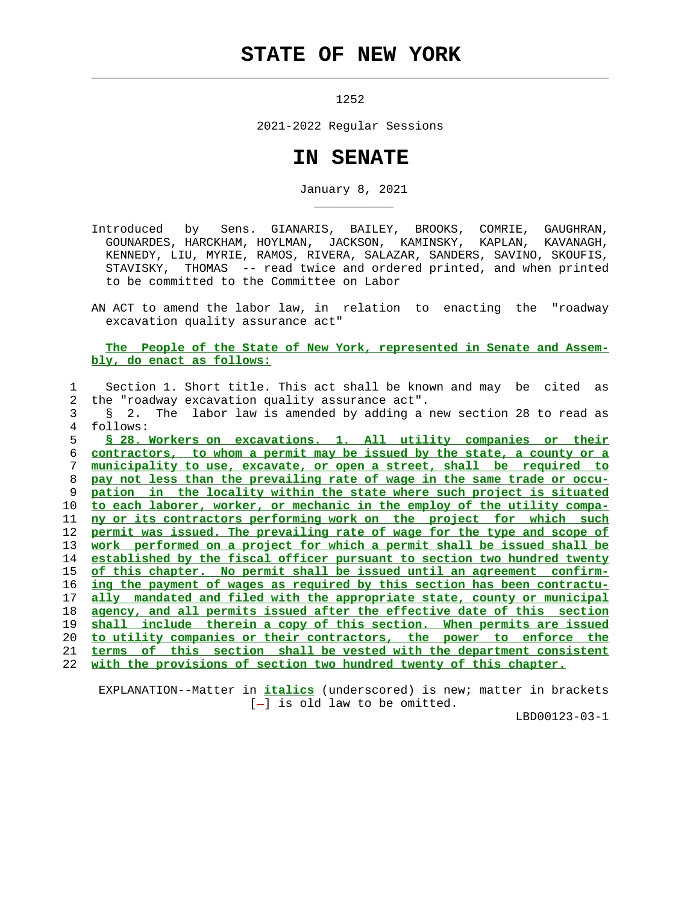# STATE OF NEW YORK

1252

2021-2022 Regular Sessions

# IN SENATE

January 8, 2021

Introduced by Sens. GIANARIS, BAILEY, BROOKS, COMRIE, GAUGHRAN, GOUNARDES, HARCKHAM, HOYLMAN, JACKSON, KAMINSKY, KAPLAN, KAVANAGH, KENNEDY, LIU, MYRIE, RAMOS, RIVERA, SALAZAR, SANDERS, SAVINO, SKOUFIS, STAVISKY, THOMAS -- read twice and ordered printed, and when printed to be committed to the Committee on Labor

AN ACT to amend the labor law, in relation to enacting the "roadway excavation quality assurance act"

**The People of the State of New York, represented in Senate and Assembly, do enact as follows:**

1 Section 1. Short title. This act shall be known and may be cited as
2 the "roadway excavation quality assurance act".
3 § 2. The labor law is amended by adding a new section 28 to read as
4 follows:
5 *§ 28. Workers on excavations. 1. All utility companies or their*
6 *contractors, to whom a permit may be issued by the state, a county or a*
7 *municipality to use, excavate, or open a street, shall be required to*
8 *pay not less than the prevailing rate of wage in the same trade or occu-*
9 *pation in the locality within the state where such project is situated*
10 *to each laborer, worker, or mechanic in the employ of the utility compa-*
11 *ny or its contractors performing work on the project for which such*
12 *permit was issued. The prevailing rate of wage for the type and scope of*
13 *work performed on a project for which a permit shall be issued shall be*
14 *established by the fiscal officer pursuant to section two hundred twenty*
15 *of this chapter. No permit shall be issued until an agreement confirm-*
16 *ing the payment of wages as required by this section has been contractu-*
17 *ally mandated and filed with the appropriate state, county or municipal*
18 *agency, and all permits issued after the effective date of this section*
19 *shall include therein a copy of this section. When permits are issued*
20 *to utility companies or their contractors, the power to enforce the*
21 *terms of this section shall be vested with the department consistent*
22 *with the provisions of section two hundred twenty of this chapter.*

EXPLANATION--Matter in *italics* (underscored) is new; matter in brackets [-] is old law to be omitted.

LBD00123-03-1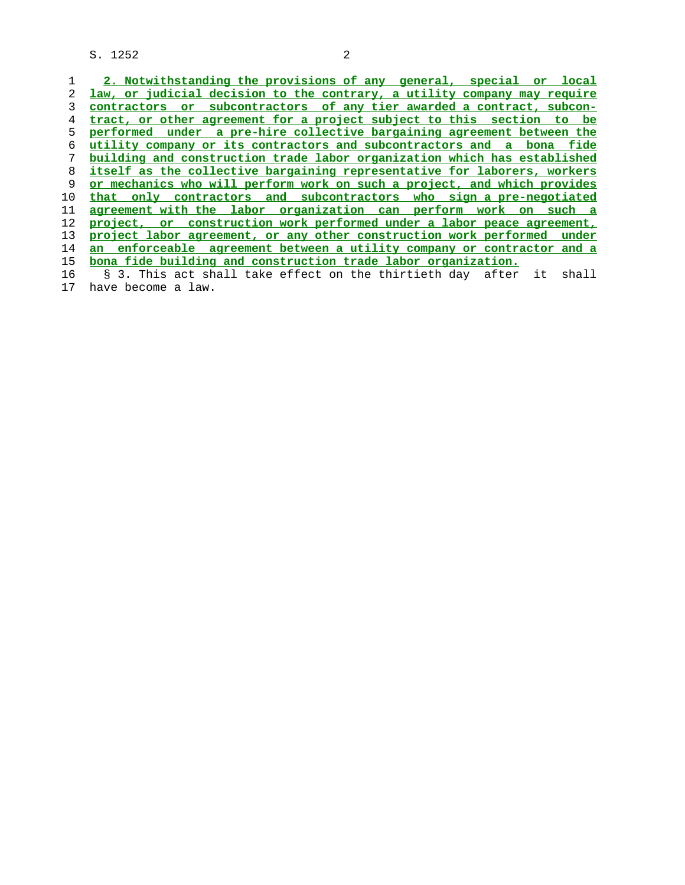2. Notwithstanding the provisions of any general, special or local law, or judicial decision to the contrary, a utility company may require contractors or subcontractors of any tier awarded a contract, subcontract, or other agreement for a project subject to this section to be performed under a pre-hire collective bargaining agreement between the utility company or its contractors and subcontractors and a bona fide building and construction trade labor organization which has established itself as the collective bargaining representative for laborers, workers or mechanics who will perform work on such a project, and which provides that only contractors and subcontractors who sign a pre-negotiated agreement with the labor organization can perform work on such a project, or construction work performed under a labor peace agreement, project labor agreement, or any other construction work performed under an enforceable agreement between a utility company or contractor and a bona fide building and construction trade labor organization.

§ 3. This act shall take effect on the thirtieth day after it shall have become a law.